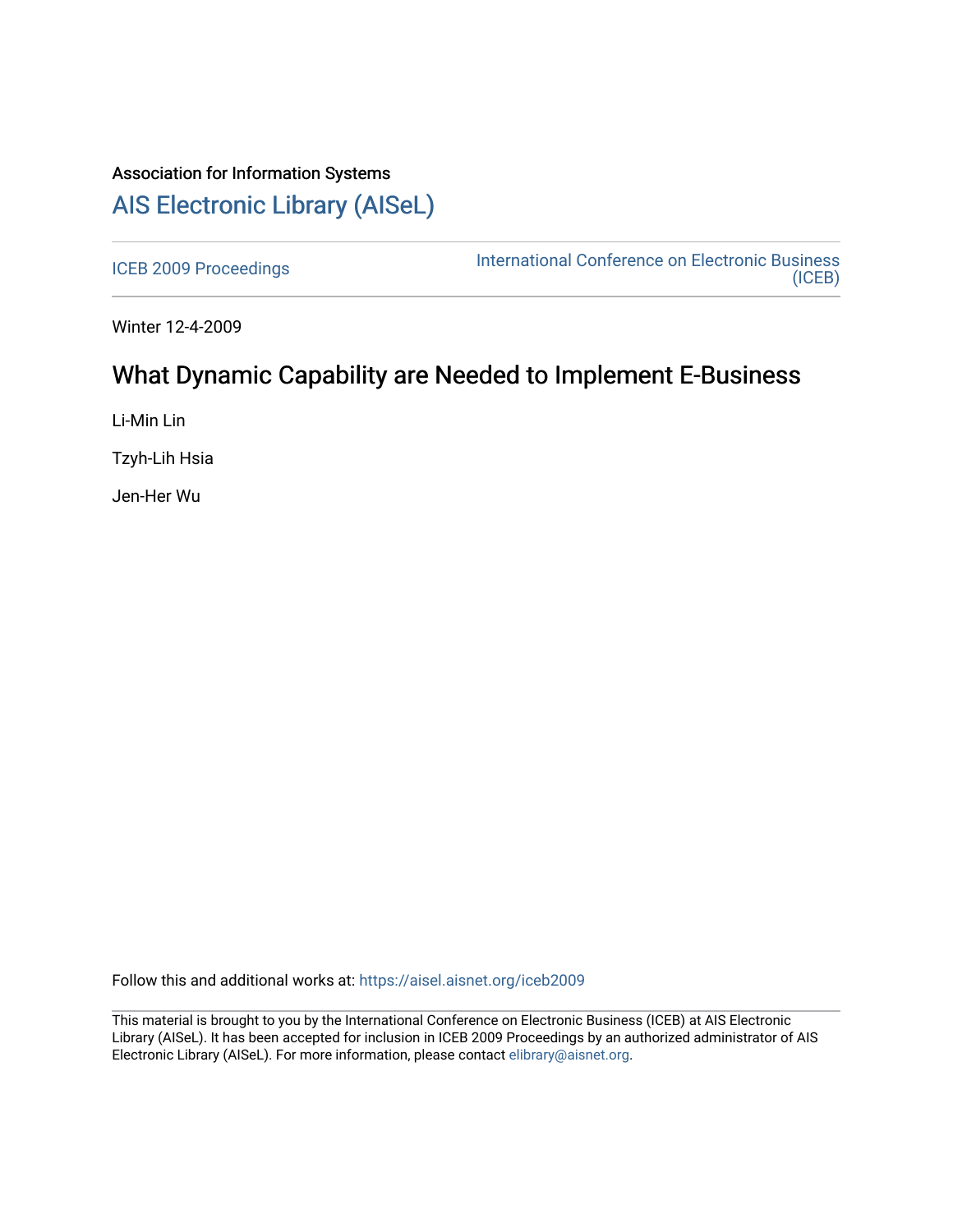Association for Information Systems

# AIS Electronic Library (AISeL)

ICEB 2009 Proceedings

International Conference on Electronic Business (ICEB)

Winter 12-4-2009

## What Dynamic Capability are Needed to Implement E-Business

Li-Min Lin

Tzyh-Lih Hsia

Jen-Her Wu

Follow this and additional works at: https://aisel.aisnet.org/iceb2009

This material is brought to you by the International Conference on Electronic Business (ICEB) at AIS Electronic Library (AISeL). It has been accepted for inclusion in ICEB 2009 Proceedings by an authorized administrator of AIS Electronic Library (AISeL). For more information, please contact elibrary@aisnet.org.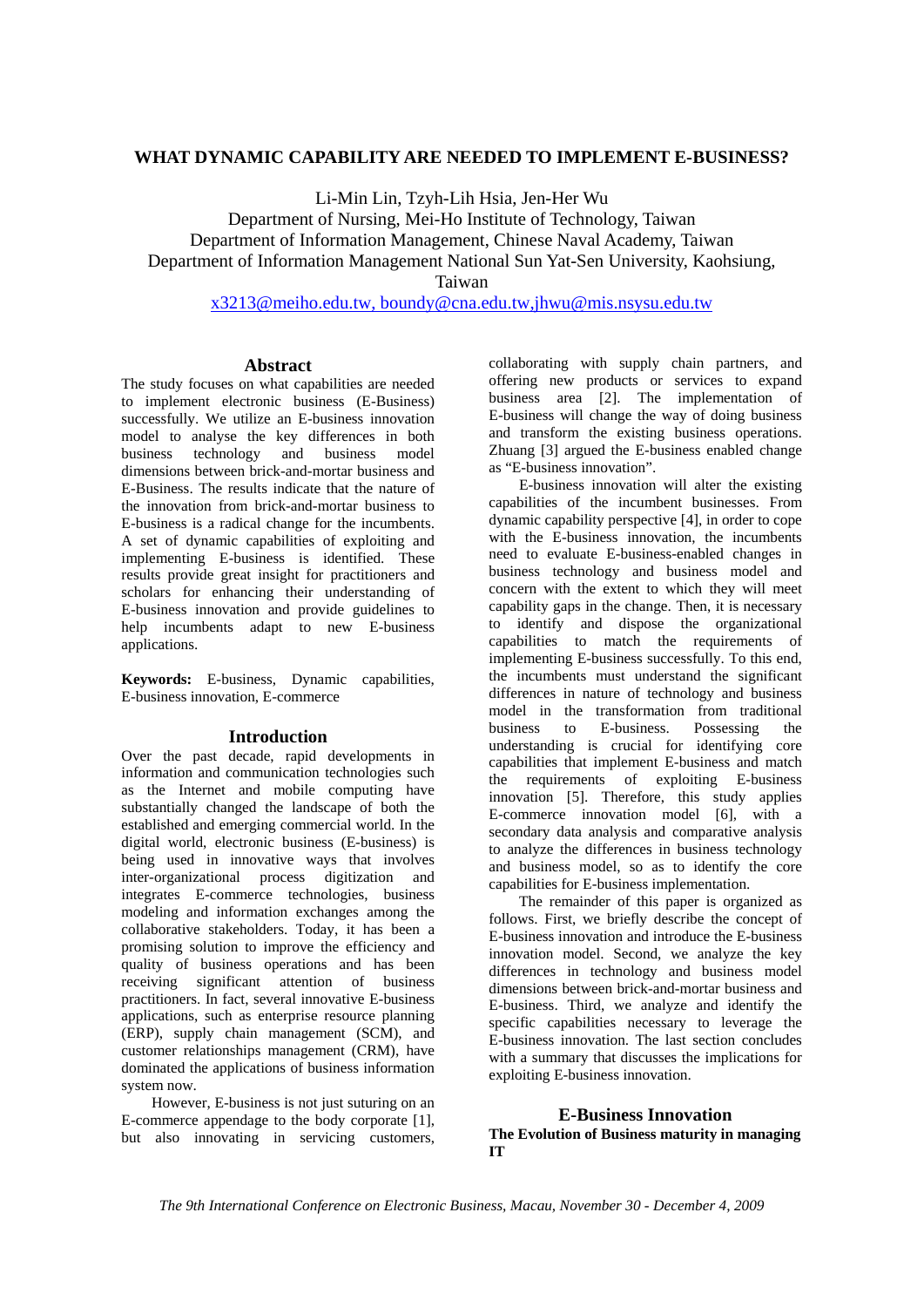# WHAT DYNAMIC CAPABILITY ARE NEEDED TO IMPLEMENT E-BUSINESS?

Li-Min Lin, Tzyh-Lih Hsia, Jen-Her Wu

Department of Nursing, Mei-Ho Institute of Technology, Taiwan
Department of Information Management, Chinese Naval Academy, Taiwan
Department of Information Management National Sun Yat-Sen University, Kaohsiung, Taiwan

x3213@meiho.edu.tw, boundy@cna.edu.tw,jhwu@mis.nsysu.edu.tw

## Abstract

The study focuses on what capabilities are needed to implement electronic business (E-Business) successfully. We utilize an E-business innovation model to analyse the key differences in both business technology and business model dimensions between brick-and-mortar business and E-Business. The results indicate that the nature of the innovation from brick-and-mortar business to E-business is a radical change for the incumbents. A set of dynamic capabilities of exploiting and implementing E-business is identified. These results provide great insight for practitioners and scholars for enhancing their understanding of E-business innovation and provide guidelines to help incumbents adapt to new E-business applications.

**Keywords:** E-business, Dynamic capabilities, E-business innovation, E-commerce

## Introduction

Over the past decade, rapid developments in information and communication technologies such as the Internet and mobile computing have substantially changed the landscape of both the established and emerging commercial world. In the digital world, electronic business (E-business) is being used in innovative ways that involves inter-organizational process digitization and integrates E-commerce technologies, business modeling and information exchanges among the collaborative stakeholders. Today, it has been a promising solution to improve the efficiency and quality of business operations and has been receiving significant attention of business practitioners. In fact, several innovative E-business applications, such as enterprise resource planning (ERP), supply chain management (SCM), and customer relationships management (CRM), have dominated the applications of business information system now.

However, E-business is not just suturing on an E-commerce appendage to the body corporate [1], but also innovating in servicing customers, collaborating with supply chain partners, and offering new products or services to expand business area [2]. The implementation of E-business will change the way of doing business and transform the existing business operations. Zhuang [3] argued the E-business enabled change as "E-business innovation".

E-business innovation will alter the existing capabilities of the incumbent businesses. From dynamic capability perspective [4], in order to cope with the E-business innovation, the incumbents need to evaluate E-business-enabled changes in business technology and business model and concern with the extent to which they will meet capability gaps in the change. Then, it is necessary to identify and dispose the organizational capabilities to match the requirements of implementing E-business successfully. To this end, the incumbents must understand the significant differences in nature of technology and business model in the transformation from traditional business to E-business. Possessing the understanding is crucial for identifying core capabilities that implement E-business and match the requirements of exploiting E-business innovation [5]. Therefore, this study applies E-commerce innovation model [6], with a secondary data analysis and comparative analysis to analyze the differences in business technology and business model, so as to identify the core capabilities for E-business implementation.

The remainder of this paper is organized as follows. First, we briefly describe the concept of E-business innovation and introduce the E-business innovation model. Second, we analyze the key differences in technology and business model dimensions between brick-and-mortar business and E-business. Third, we analyze and identify the specific capabilities necessary to leverage the E-business innovation. The last section concludes with a summary that discusses the implications for exploiting E-business innovation.

## E-Business Innovation

### The Evolution of Business maturity in managing IT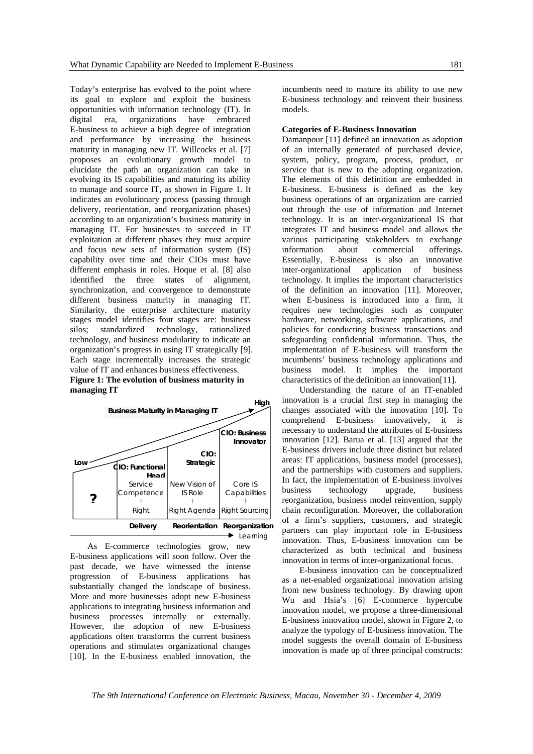Today's enterprise has evolved to the point where its goal to explore and exploit the business opportunities with information technology (IT). In digital era, organizations have embraced E-business to achieve a high degree of integration and performance by increasing the business maturity in managing new IT. Willcocks et al. [7] proposes an evolutionary growth model to elucidate the path an organization can take in evolving its IS capabilities and maturing its ability to manage and source IT, as shown in Figure 1. It indicates an evolutionary process (passing through delivery, reorientation, and reorganization phases) according to an organization's business maturity in managing IT. For businesses to succeed in IT exploitation at different phases they must acquire and focus new sets of information system (IS) capability over time and their CIOs must have different emphasis in roles. Hoque et al. [8] also identified the three states of alignment, synchronization, and convergence to demonstrate different business maturity in managing IT. Similarity, the enterprise architecture maturity stages model identifies four stages are: business silos; standardized technology, rationalized technology, and business modularity to indicate an organization's progress in using IT strategically [9]. Each stage incrementally increases the strategic value of IT and enhances business effectiveness.

**Figure 1: The evolution of business maturity in managing IT**

| ? | CIO: Functional Head | CIO: Strategic | CIO: Business Innovator |
|---|---|---|---|
| | Service Competence + Right | New Vision of IS Role + Right Agenda | Core IS Capabilities + Right Sourcing |
| | Delivery | Reorientation | Reorganization |

Business Maturity in Managing IT (Low → High); Learning →

As E-commerce technologies grow, new E-business applications will soon follow. Over the past decade, we have witnessed the intense progression of E-business applications has substantially changed the landscape of business. More and more businesses adopt new E-business applications to integrating business information and business processes internally or externally. However, the adoption of new E-business applications often transforms the current business operations and stimulates organizational changes [10]. In the E-business enabled innovation, the incumbents need to mature its ability to use new E-business technology and reinvent their business models.

**Categories of E-Business Innovation**

Damanpour [11] defined an innovation as adoption of an internally generated of purchased device, system, policy, program, process, product, or service that is new to the adopting organization. The elements of this definition are embedded in E-business. E-business is defined as the key business operations of an organization are carried out through the use of information and Internet technology. It is an inter-organizational IS that integrates IT and business model and allows the various participating stakeholders to exchange information about commercial offerings. Essentially, E-business is also an innovative inter-organizational application of business technology. It implies the important characteristics of the definition an innovation [11]. Moreover, when E-business is introduced into a firm, it requires new technologies such as computer hardware, networking, software applications, and policies for conducting business transactions and safeguarding confidential information. Thus, the implementation of E-business will transform the incumbents' business technology applications and business model. It implies the important characteristics of the definition an innovation[11].

Understanding the nature of an IT-enabled innovation is a crucial first step in managing the changes associated with the innovation [10]. To comprehend E-business innovatively, it is necessary to understand the attributes of E-business innovation [12]. Barua et al. [13] argued that the E-business drivers include three distinct but related areas: IT applications, business model (processes), and the partnerships with customers and suppliers. In fact, the implementation of E-business involves business technology upgrade, business reorganization, business model reinvention, supply chain reconfiguration. Moreover, the collaboration of a firm's suppliers, customers, and strategic partners can play important role in E-business innovation. Thus, E-business innovation can be characterized as both technical and business innovation in terms of inter-organizational focus.

E-business innovation can be conceptualized as a net-enabled organizational innovation arising from new business technology. By drawing upon Wu and Hsia's [6] E-commerce hypercube innovation model, we propose a three-dimensional E-business innovation model, shown in Figure 2, to analyze the typology of E-business innovation. The model suggests the overall domain of E-business innovation is made up of three principal constructs: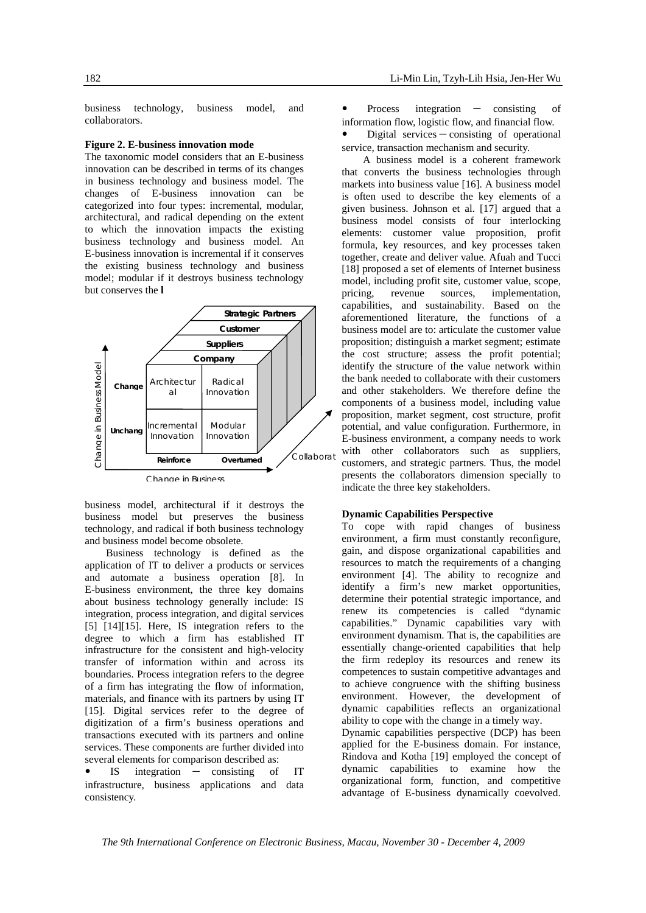business technology, business model, and collaborators.

**Figure 2. E-business innovation mode**

The taxonomic model considers that an E-business innovation can be described in terms of its changes in business technology and business model. The changes of E-business innovation can be categorized into four types: incremental, modular, architectural, and radical depending on the extent to which the innovation impacts the existing business technology and business model. An E-business innovation is incremental if it conserves the existing business technology and business model; modular if it destroys business technology but conserves the **l**

business model, architectural if it destroys the business model but preserves the business technology, and radical if both business technology and business model become obsolete.

Business technology is defined as the application of IT to deliver a products or services and automate a business operation [8]. In E-business environment, the three key domains about business technology generally include: IS integration, process integration, and digital services [5] [14][15]. Here, IS integration refers to the degree to which a firm has established IT infrastructure for the consistent and high-velocity transfer of information within and across its boundaries. Process integration refers to the degree of a firm has integrating the flow of information, materials, and finance with its partners by using IT [15]. Digital services refer to the degree of digitization of a firm's business operations and transactions executed with its partners and online services. These components are further divided into several elements for comparison described as:

- IS integration — consisting of IT infrastructure, business applications and data consistency.
- Process integration — consisting of information flow, logistic flow, and financial flow.
- Digital services — consisting of operational service, transaction mechanism and security.

A business model is a coherent framework that converts the business technologies through markets into business value [16]. A business model is often used to describe the key elements of a given business. Johnson et al. [17] argued that a business model consists of four interlocking elements: customer value proposition, profit formula, key resources, and key processes taken together, create and deliver value. Afuah and Tucci [18] proposed a set of elements of Internet business model, including profit site, customer value, scope, pricing, revenue sources, implementation, capabilities, and sustainability. Based on the aforementioned literature, the functions of a business model are to: articulate the customer value proposition; distinguish a market segment; estimate the cost structure; assess the profit potential; identify the structure of the value network within the bank needed to collaborate with their customers and other stakeholders. We therefore define the components of a business model, including value proposition, market segment, cost structure, profit potential, and value configuration. Furthermore, in E-business environment, a company needs to work with other collaborators such as suppliers, customers, and strategic partners. Thus, the model presents the collaborators dimension specially to indicate the three key stakeholders.

**Dynamic Capabilities Perspective**

To cope with rapid changes of business environment, a firm must constantly reconfigure, gain, and dispose organizational capabilities and resources to match the requirements of a changing environment [4]. The ability to recognize and identify a firm's new market opportunities, determine their potential strategic importance, and renew its competencies is called "dynamic capabilities." Dynamic capabilities vary with environment dynamism. That is, the capabilities are essentially change-oriented capabilities that help the firm redeploy its resources and renew its competences to sustain competitive advantages and to achieve congruence with the shifting business environment. However, the development of dynamic capabilities reflects an organizational ability to cope with the change in a timely way.

Dynamic capabilities perspective (DCP) has been applied for the E-business domain. For instance, Rindova and Kotha [19] employed the concept of dynamic capabilities to examine how the organizational form, function, and competitive advantage of E-business dynamically coevolved.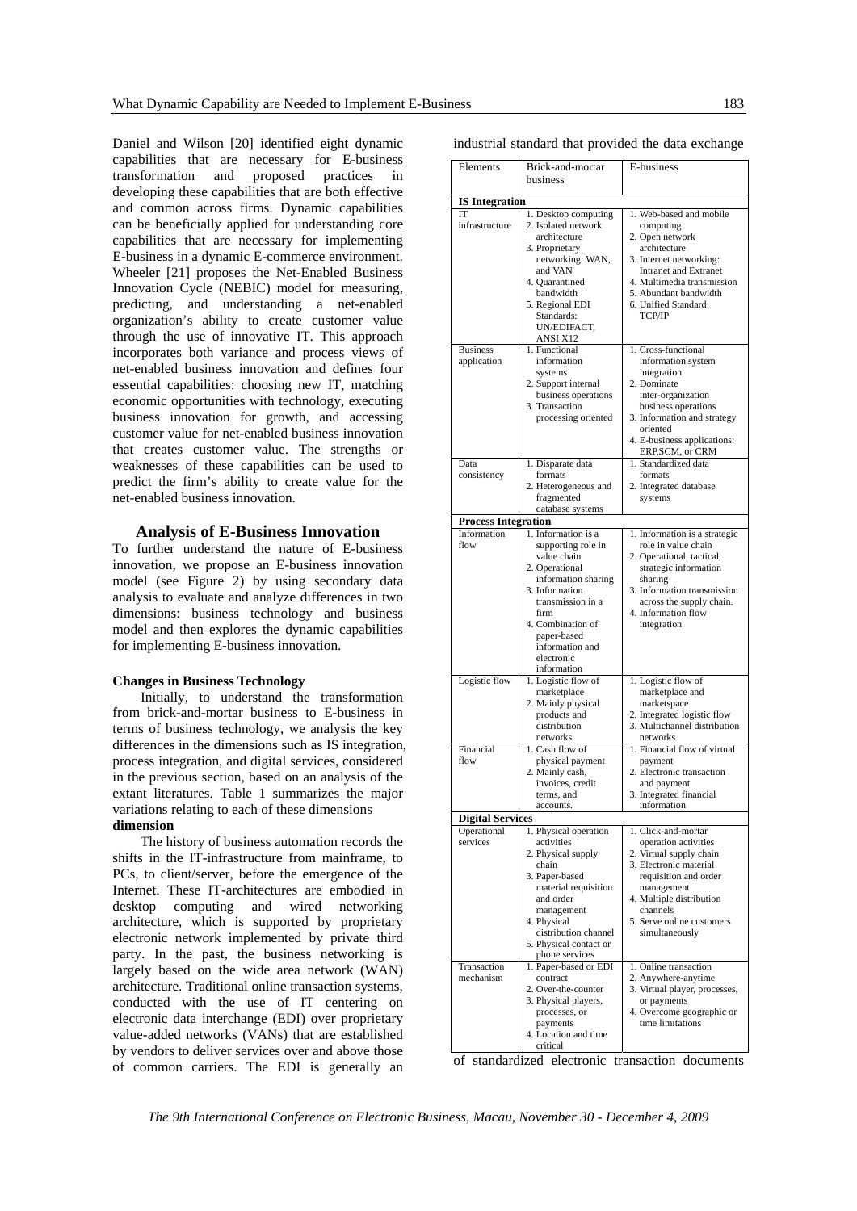Daniel and Wilson [20] identified eight dynamic capabilities that are necessary for E-business transformation and proposed practices in developing these capabilities that are both effective and common across firms. Dynamic capabilities can be beneficially applied for understanding core capabilities that are necessary for implementing E-business in a dynamic E-commerce environment. Wheeler [21] proposes the Net-Enabled Business Innovation Cycle (NEBIC) model for measuring, predicting, and understanding a net-enabled organization's ability to create customer value through the use of innovative IT. This approach incorporates both variance and process views of net-enabled business innovation and defines four essential capabilities: choosing new IT, matching economic opportunities with technology, executing business innovation for growth, and accessing customer value for net-enabled business innovation that creates customer value. The strengths or weaknesses of these capabilities can be used to predict the firm's ability to create value for the net-enabled business innovation.

## Analysis of E-Business Innovation

To further understand the nature of E-business innovation, we propose an E-business innovation model (see Figure 2) by using secondary data analysis to evaluate and analyze differences in two dimensions: business technology and business model and then explores the dynamic capabilities for implementing E-business innovation.

### Changes in Business Technology

Initially, to understand the transformation from brick-and-mortar business to E-business in terms of business technology, we analyse the key differences in the dimensions such as IS integration, process integration, and digital services, considered in the previous section, based on an analysis of the extant literatures. Table 1 summarizes the major variations relating to each of these dimensions

**dimension**

The history of business automation records the shifts in the IT-infrastructure from mainframe, to PCs, to client/server, before the emergence of the Internet. These IT-architectures are embodied in desktop computing and wired networking architecture, which is supported by proprietary electronic network implemented by private third party. In the past, the business networking is largely based on the wide area network (WAN) architecture. Traditional online transaction systems, conducted with the use of IT centering on electronic data interchange (EDI) over proprietary value-added networks (VANs) that are established by vendors to deliver services over and above those of common carriers. The EDI is generally an industrial standard that provided the data exchange of standardized electronic transaction documents

| Elements | Brick-and-mortar business | E-business |
|---|---|---|
| **IS Integration** | | |
| IT infrastructure | 1. Desktop computing<br>2. Isolated network architecture<br>3. Proprietary networking: WAN, and VAN<br>4. Quarantined bandwidth<br>5. Regional EDI Standards: UN/EDIFACT, ANSI X12 | 1. Web-based and mobile computing<br>2. Open network architecture<br>3. Internet networking: Intranet and Extranet<br>4. Multimedia transmission<br>5. Abundant bandwidth<br>6. Unified Standard: TCP/IP |
| Business application | 1. Functional information systems<br>2. Support internal business operations<br>3. Transaction processing oriented | 1. Cross-functional information system integration<br>2. Dominate inter-organization business operations<br>3. Information and strategy oriented<br>4. E-business applications: ERP,SCM, or CRM |
| Data consistency | 1. Disparate data formats<br>2. Heterogeneous and fragmented database systems | 1. Standardized data formats<br>2. Integrated database systems |
| **Process Integration** | | |
| Information flow | 1. Information is a supporting role in value chain<br>2. Operational information sharing<br>3. Information transmission in a firm<br>4. Combination of paper-based information and electronic information | 1. Information is a strategic role in value chain<br>2. Operational, tactical, strategic information sharing<br>3. Information transmission across the supply chain.<br>4. Information flow integration |
| Logistic flow | 1. Logistic flow of marketplace<br>2. Mainly physical products and distribution networks | 1. Logistic flow of marketplace and marketspace<br>2. Integrated logistic flow<br>3. Multichannel distribution networks |
| Financial flow | 1. Cash flow of physical payment<br>2. Mainly cash, invoices, credit terms, and accounts. | 1. Financial flow of virtual payment<br>2. Electronic transaction and payment<br>3. Integrated financial information |
| **Digital Services** | | |
| Operational services | 1. Physical operation activities<br>2. Physical supply chain<br>3. Paper-based material requisition and order management<br>4. Physical distribution channel<br>5. Physical contact or phone services | 1. Click-and-mortar operation activities<br>2. Virtual supply chain<br>3. Electronic material requisition and order management<br>4. Multiple distribution channels<br>5. Serve online customers simultaneously |
| Transaction mechanism | 1. Paper-based or EDI contract<br>2. Over-the-counter<br>3. Physical players, processes, or payments<br>4. Location and time critical | 1. Online transaction<br>2. Anywhere-anytime<br>3. Virtual player, processes, or payments<br>4. Overcome geographic or time limitations |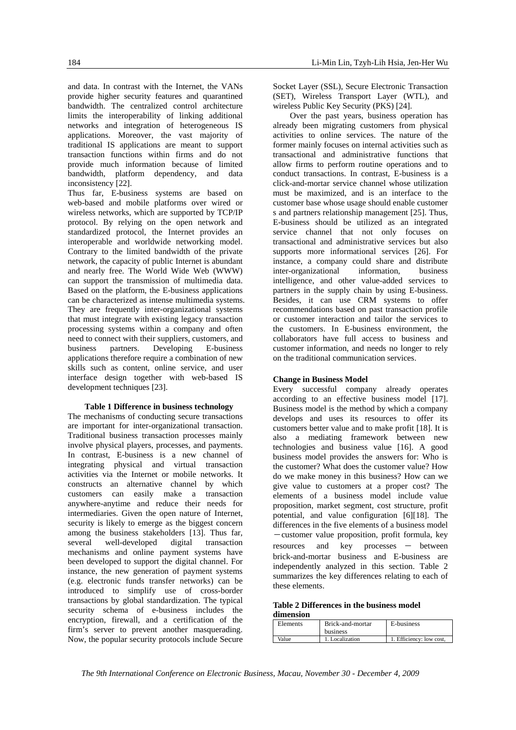and data. In contrast with the Internet, the VANs provide higher security features and quarantined bandwidth. The centralized control architecture limits the interoperability of linking additional networks and integration of heterogeneous IS applications. Moreover, the vast majority of traditional IS applications are meant to support transaction functions within firms and do not provide much information because of limited bandwidth, platform dependency, and data inconsistency [22].

Thus far, E-business systems are based on web-based and mobile platforms over wired or wireless networks, which are supported by TCP/IP protocol. By relying on the open network and standardized protocol, the Internet provides an interoperable and worldwide networking model. Contrary to the limited bandwidth of the private network, the capacity of public Internet is abundant and nearly free. The World Wide Web (WWW) can support the transmission of multimedia data. Based on the platform, the E-business applications can be characterized as intense multimedia systems. They are frequently inter-organizational systems that must integrate with existing legacy transaction processing systems within a company and often need to connect with their suppliers, customers, and business partners. Developing E-business applications therefore require a combination of new skills such as content, online service, and user interface design together with web-based IS development techniques [23].

**Table 1 Difference in business technology**

The mechanisms of conducting secure transactions are important for inter-organizational transaction. Traditional business transaction processes mainly involve physical players, processes, and payments. In contrast, E-business is a new channel of integrating physical and virtual transaction activities via the Internet or mobile networks. It constructs an alternative channel by which customers can easily make a transaction anywhere-anytime and reduce their needs for intermediaries. Given the open nature of Internet, security is likely to emerge as the biggest concern among the business stakeholders [13]. Thus far, several well-developed digital transaction mechanisms and online payment systems have been developed to support the digital channel. For instance, the new generation of payment systems (e.g. electronic funds transfer networks) can be introduced to simplify use of cross-border transactions by global standardization. The typical security schema of e-business includes the encryption, firewall, and a certification of the firm's server to prevent another masquerading. Now, the popular security protocols include Secure Socket Layer (SSL), Secure Electronic Transaction (SET), Wireless Transport Layer (WTL), and wireless Public Key Security (PKS) [24].

Over the past years, business operation has already been migrating customers from physical activities to online services. The nature of the former mainly focuses on internal activities such as transactional and administrative functions that allow firms to perform routine operations and to conduct transactions. In contrast, E-business is a click-and-mortar service channel whose utilization must be maximized, and is an interface to the customer base whose usage should enable customer s and partners relationship management [25]. Thus, E-business should be utilized as an integrated service channel that not only focuses on transactional and administrative services but also supports more informational services [26]. For instance, a company could share and distribute inter-organizational information, business intelligence, and other value-added services to partners in the supply chain by using E-business. Besides, it can use CRM systems to offer recommendations based on past transaction profile or customer interaction and tailor the services to the customers. In E-business environment, the collaborators have full access to business and customer information, and needs no longer to rely on the traditional communication services.

**Change in Business Model**

Every successful company already operates according to an effective business model [17]. Business model is the method by which a company develops and uses its resources to offer its customers better value and to make profit [18]. It is also a mediating framework between new technologies and business value [16]. A good business model provides the answers for: Who is the customer? What does the customer value? How do we make money in this business? How can we give value to customers at a proper cost? The elements of a business model include value proposition, market segment, cost structure, profit potential, and value configuration [6][18]. The differences in the five elements of a business model －customer value proposition, profit formula, key resources and key processes － between brick-and-mortar business and E-business are independently analyzed in this section. Table 2 summarizes the key differences relating to each of these elements.

**Table 2 Differences in the business model dimension**

| Elements | Brick-and-mortar business | E-business |
| --- | --- | --- |
| Value | 1. Localization | 1. Efficiency: low cost, |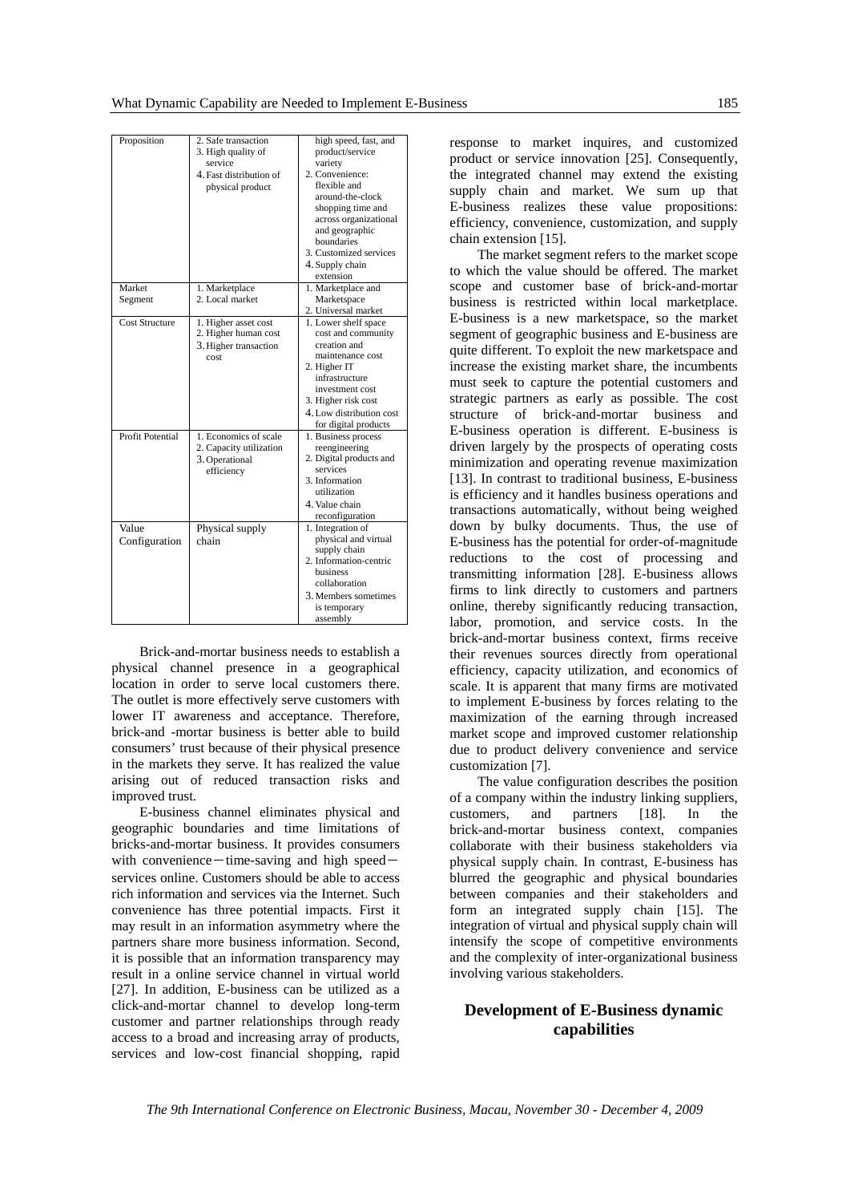| Proposition | 2. Safe transaction<br>3. High quality of service<br>4. Fast distribution of physical product | high speed, fast, and product/service variety<br>2. Convenience: flexible and around-the-clock shopping time and across organizational and geographic boundaries<br>3. Customized services<br>4. Supply chain extension |
|---|---|---|
| Market Segment | 1. Marketplace<br>2. Local market | 1. Marketplace and Marketspace<br>2. Universal market |
| Cost Structure | 1. Higher asset cost<br>2. Higher human cost<br>3. Higher transaction cost | 1. Lower shelf space cost and community creation and maintenance cost<br>2. Higher IT infrastructure investment cost<br>3. Higher risk cost<br>4. Low distribution cost for digital products |
| Profit Potential | 1. Economics of scale<br>2. Capacity utilization<br>3. Operational efficiency | 1. Business process reengineering<br>2. Digital products and services<br>3. Information utilization<br>4. Value chain reconfiguration |
| Value Configuration | Physical supply chain | 1. Integration of physical and virtual supply chain<br>2. Information-centric business collaboration<br>3. Members sometimes is temporary assembly |

Brick-and-mortar business needs to establish a physical channel presence in a geographical location in order to serve local customers there. The outlet is more effectively serve customers with lower IT awareness and acceptance. Therefore, brick-and -mortar business is better able to build consumers' trust because of their physical presence in the markets they serve. It has realized the value arising out of reduced transaction risks and improved trust.

E-business channel eliminates physical and geographic boundaries and time limitations of bricks-and-mortar business. It provides consumers with convenience－time-saving and high speed－services online. Customers should be able to access rich information and services via the Internet. Such convenience has three potential impacts. First it may result in an information asymmetry where the partners share more business information. Second, it is possible that an information transparency may result in a online service channel in virtual world [27]. In addition, E-business can be utilized as a click-and-mortar channel to develop long-term customer and partner relationships through ready access to a broad and increasing array of products, services and low-cost financial shopping, rapid response to market inquires, and customized product or service innovation [25]. Consequently, the integrated channel may extend the existing supply chain and market. We sum up that E-business realizes these value propositions: efficiency, convenience, customization, and supply chain extension [15].

The market segment refers to the market scope to which the value should be offered. The market scope and customer base of brick-and-mortar business is restricted within local marketplace. E-business is a new marketspace, so the market segment of geographic business and E-business are quite different. To exploit the new marketspace and increase the existing market share, the incumbents must seek to capture the potential customers and strategic partners as early as possible. The cost structure of brick-and-mortar business and E-business operation is different. E-business is driven largely by the prospects of operating costs minimization and operating revenue maximization [13]. In contrast to traditional business, E-business is efficiency and it handles business operations and transactions automatically, without being weighed down by bulky documents. Thus, the use of E-business has the potential for order-of-magnitude reductions to the cost of processing and transmitting information [28]. E-business allows firms to link directly to customers and partners online, thereby significantly reducing transaction, labor, promotion, and service costs. In the brick-and-mortar business context, firms receive their revenues sources directly from operational efficiency, capacity utilization, and economics of scale. It is apparent that many firms are motivated to implement E-business by forces relating to the maximization of the earning through increased market scope and improved customer relationship due to product delivery convenience and service customization [7].

The value configuration describes the position of a company within the industry linking suppliers, customers, and partners [18]. In the brick-and-mortar business context, companies collaborate with their business stakeholders via physical supply chain. In contrast, E-business has blurred the geographic and physical boundaries between companies and their stakeholders and form an integrated supply chain [15]. The integration of virtual and physical supply chain will intensify the scope of competitive environments and the complexity of inter-organizational business involving various stakeholders.

## Development of E-Business dynamic capabilities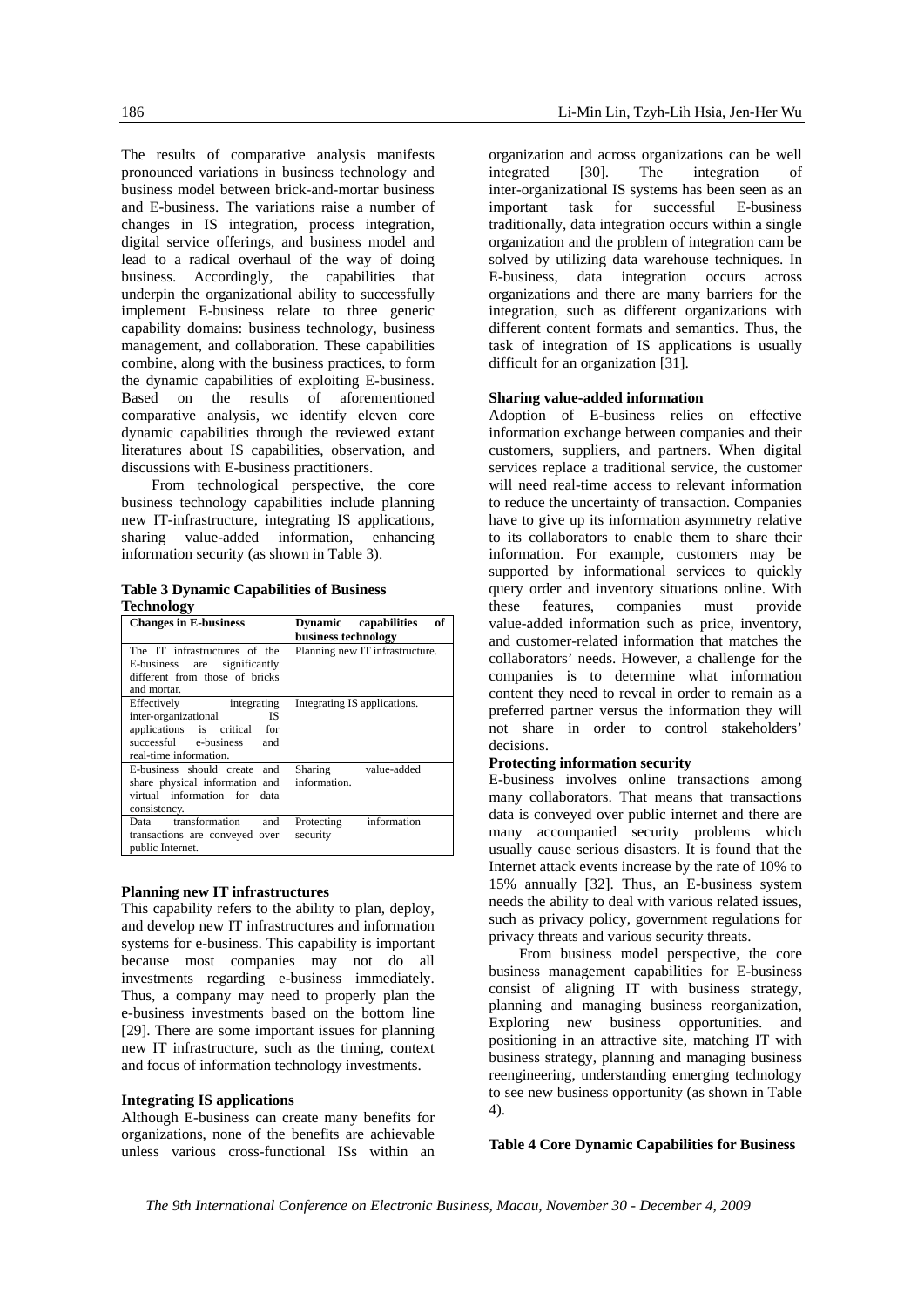The results of comparative analysis manifests pronounced variations in business technology and business model between brick-and-mortar business and E-business. The variations raise a number of changes in IS integration, process integration, digital service offerings, and business model and lead to a radical overhaul of the way of doing business. Accordingly, the capabilities that underpin the organizational ability to successfully implement E-business relate to three generic capability domains: business technology, business management, and collaboration. These capabilities combine, along with the business practices, to form the dynamic capabilities of exploiting E-business. Based on the results of aforementioned comparative analysis, we identify eleven core dynamic capabilities through the reviewed extant literatures about IS capabilities, observation, and discussions with E-business practitioners.

From technological perspective, the core business technology capabilities include planning new IT-infrastructure, integrating IS applications, sharing value-added information, enhancing information security (as shown in Table 3).

**Table 3 Dynamic Capabilities of Business Technology**

| Changes in E-business | Dynamic capabilities of business technology |
|---|---|
| The IT infrastructures of the E-business are significantly different from those of bricks and mortar. | Planning new IT infrastructure. |
| Effectively integrating inter-organizational IS applications is critical for successful e-business and real-time information. | Integrating IS applications. |
| E-business should create and share physical information and virtual information for data consistency. | Sharing value-added information. |
| Data transformation and transactions are conveyed over public Internet. | Protecting information security |

**Planning new IT infrastructures**

This capability refers to the ability to plan, deploy, and develop new IT infrastructures and information systems for e-business. This capability is important because most companies may not do all investments regarding e-business immediately. Thus, a company may need to properly plan the e-business investments based on the bottom line [29]. There are some important issues for planning new IT infrastructure, such as the timing, context and focus of information technology investments.

**Integrating IS applications**

Although E-business can create many benefits for organizations, none of the benefits are achievable unless various cross-functional ISs within an organization and across organizations can be well integrated [30]. The integration of inter-organizational IS systems has been seen as an important task for successful E-business traditionally, data integration occurs within a single organization and the problem of integration cam be solved by utilizing data warehouse techniques. In E-business, data integration occurs across organizations and there are many barriers for the integration, such as different organizations with different content formats and semantics. Thus, the task of integration of IS applications is usually difficult for an organization [31].

**Sharing value-added information**

Adoption of E-business relies on effective information exchange between companies and their customers, suppliers, and partners. When digital services replace a traditional service, the customer will need real-time access to relevant information to reduce the uncertainty of transaction. Companies have to give up its information asymmetry relative to its collaborators to enable them to share their information. For example, customers may be supported by informational services to quickly query order and inventory situations online. With these features, companies must provide value-added information such as price, inventory, and customer-related information that matches the collaborators' needs. However, a challenge for the companies is to determine what information content they need to reveal in order to remain as a preferred partner versus the information they will not share in order to control stakeholders' decisions.

**Protecting information security**

E-business involves online transactions among many collaborators. That means that transactions data is conveyed over public internet and there are many accompanied security problems which usually cause serious disasters. It is found that the Internet attack events increase by the rate of 10% to 15% annually [32]. Thus, an E-business system needs the ability to deal with various related issues, such as privacy policy, government regulations for privacy threats and various security threats.

From business model perspective, the core business management capabilities for E-business consist of aligning IT with business strategy, planning and managing business reorganization, Exploring new business opportunities. and positioning in an attractive site, matching IT with business strategy, planning and managing business reengineering, understanding emerging technology to see new business opportunity (as shown in Table 4).

**Table 4 Core Dynamic Capabilities for Business**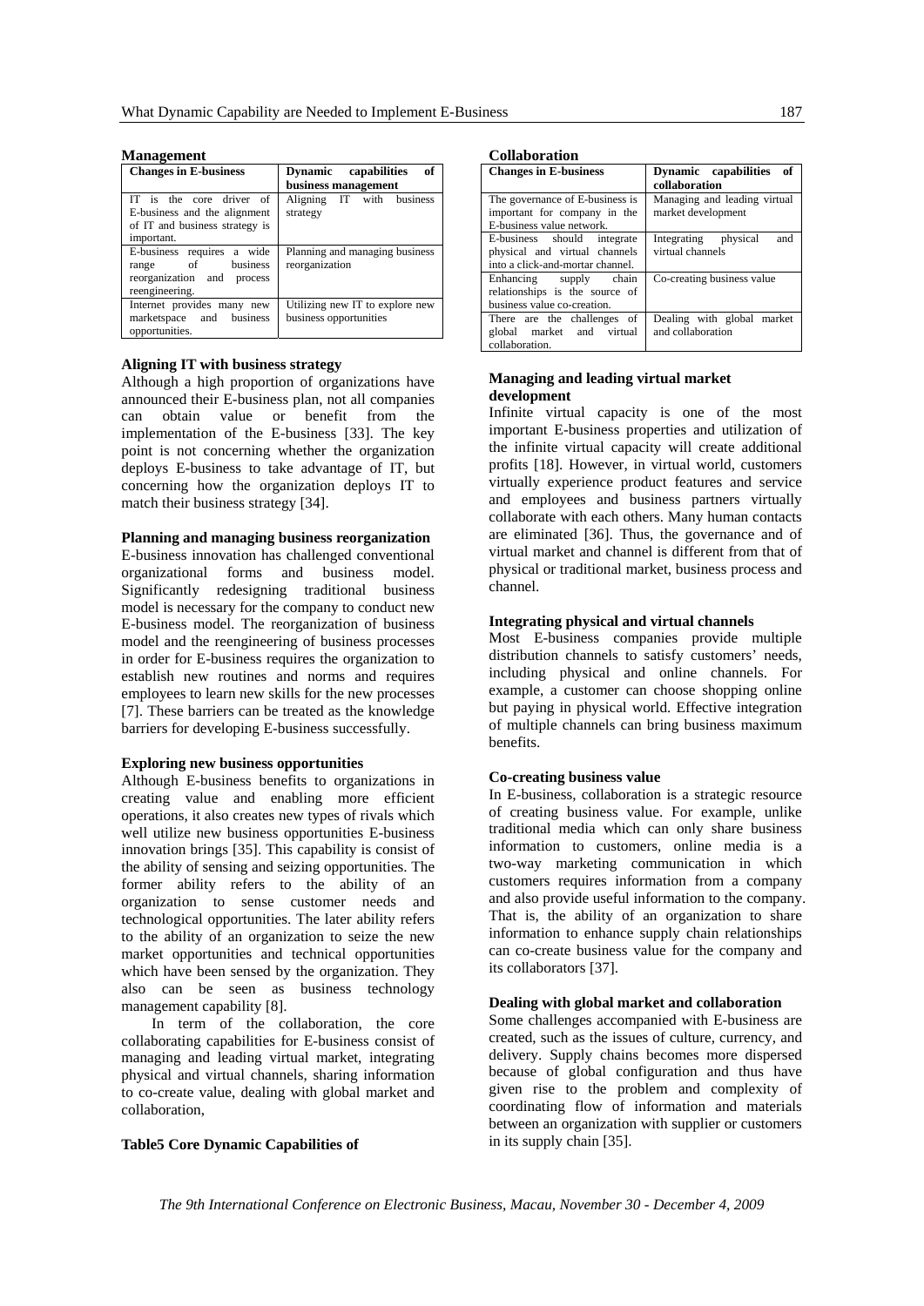**Management**

| Changes in E-business | Dynamic capabilities of business management |
|---|---|
| IT is the core driver of E-business and the alignment of IT and business strategy is important. | Aligning IT with business strategy |
| E-business requires a wide range of business reorganization and process reengineering. | Planning and managing business reorganization |
| Internet provides many new marketspace and business opportunities. | Utilizing new IT to explore new business opportunities |

**Aligning IT with business strategy**

Although a high proportion of organizations have announced their E-business plan, not all companies can obtain value or benefit from the implementation of the E-business [33]. The key point is not concerning whether the organization deploys E-business to take advantage of IT, but concerning how the organization deploys IT to match their business strategy [34].

**Planning and managing business reorganization**

E-business innovation has challenged conventional organizational forms and business model. Significantly redesigning traditional business model is necessary for the company to conduct new E-business model. The reorganization of business model and the reengineering of business processes in order for E-business requires the organization to establish new routines and norms and requires employees to learn new skills for the new processes [7]. These barriers can be treated as the knowledge barriers for developing E-business successfully.

**Exploring new business opportunities**

Although E-business benefits to organizations in creating value and enabling more efficient operations, it also creates new types of rivals which well utilize new business opportunities E-business innovation brings [35]. This capability is consist of the ability of sensing and seizing opportunities. The former ability refers to the ability of an organization to sense customer needs and technological opportunities. The later ability refers to the ability of an organization to seize the new market opportunities and technical opportunities which have been sensed by the organization. They also can be seen as business technology management capability [8].

In term of the collaboration, the core collaborating capabilities for E-business consist of managing and leading virtual market, integrating physical and virtual channels, sharing information to co-create value, dealing with global market and collaboration,

**Table5 Core Dynamic Capabilities of Collaboration**

| Changes in E-business | Dynamic capabilities of collaboration |
|---|---|
| The governance of E-business is important for company in the E-business value network. | Managing and leading virtual market development |
| E-business should integrate physical and virtual channels into a click-and-mortar channel. | Integrating physical and virtual channels |
| Enhancing supply chain relationships is the source of business value co-creation. | Co-creating business value |
| There are the challenges of global market and virtual collaboration. | Dealing with global market and collaboration |

**Managing and leading virtual market development**

Infinite virtual capacity is one of the most important E-business properties and utilization of the infinite virtual capacity will create additional profits [18]. However, in virtual world, customers virtually experience product features and service and employees and business partners virtually collaborate with each others. Many human contacts are eliminated [36]. Thus, the governance and of virtual market and channel is different from that of physical or traditional market, business process and channel.

**Integrating physical and virtual channels**

Most E-business companies provide multiple distribution channels to satisfy customers' needs, including physical and online channels. For example, a customer can choose shopping online but paying in physical world. Effective integration of multiple channels can bring business maximum benefits.

**Co-creating business value**

In E-business, collaboration is a strategic resource of creating business value. For example, unlike traditional media which can only share business information to customers, online media is a two-way marketing communication in which customers requires information from a company and also provide useful information to the company. That is, the ability of an organization to share information to enhance supply chain relationships can co-create business value for the company and its collaborators [37].

**Dealing with global market and collaboration**

Some challenges accompanied with E-business are created, such as the issues of culture, currency, and delivery. Supply chains becomes more dispersed because of global configuration and thus have given rise to the problem and complexity of coordinating flow of information and materials between an organization with supplier or customers in its supply chain [35].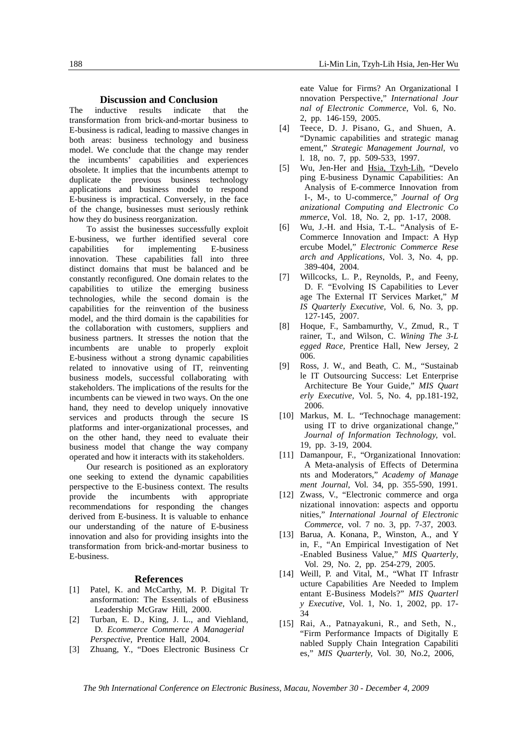## Discussion and Conclusion

The inductive results indicate that the transformation from brick-and-mortar business to E-business is radical, leading to massive changes in both areas: business technology and business model. We conclude that the change may render the incumbents' capabilities and experiences obsolete. It implies that the incumbents attempt to duplicate the previous business technology applications and business model to respond E-business is impractical. Conversely, in the face of the change, businesses must seriously rethink how they do business reorganization.

To assist the businesses successfully exploit E-business, we further identified several core capabilities for implementing E-business innovation. These capabilities fall into three distinct domains that must be balanced and be constantly reconfigured. One domain relates to the capabilities to utilize the emerging business technologies, while the second domain is the capabilities for the reinvention of the business model, and the third domain is the capabilities for the collaboration with customers, suppliers and business partners. It stresses the notion that the incumbents are unable to properly exploit E-business without a strong dynamic capabilities related to innovative using of IT, reinventing business models, successful collaborating with stakeholders. The implications of the results for the incumbents can be viewed in two ways. On the one hand, they need to develop uniquely innovative services and products through the secure IS platforms and inter-organizational processes, and on the other hand, they need to evaluate their business model that change the way company operated and how it interacts with its stakeholders.

Our research is positioned as an exploratory one seeking to extend the dynamic capabilities perspective to the E-business context. The results provide the incumbents with appropriate recommendations for responding the changes derived from E-business. It is valuable to enhance our understanding of the nature of E-business innovation and also for providing insights into the transformation from brick-and-mortar business to E-business.

## References

[1] Patel, K. and McCarthy, M. P. Digital Transformation: The Essentials of eBusiness Leadership McGraw Hill, 2000.

[2] Turban, E. D., King, J. L., and Viehland, D. *Ecommerce Commerce A Managerial Perspective*, Prentice Hall, 2004.

[3] Zhuang, Y., "Does Electronic Business Create Value for Firms? An Organizational Innovation Perspective," *International Journal of Electronic Commerce*, Vol. 6, No. 2, pp. 146-159, 2005.

[4] Teece, D. J. Pisano, G., and Shuen, A. "Dynamic capabilities and strategic management," *Strategic Management Journal*, vol. 18, no. 7, pp. 509-533, 1997.

[5] Wu, Jen-Her and Hsia, Tzyh-Lih, "Developing E-business Dynamic Capabilities: An Analysis of E-commerce Innovation from I-, M-, to U-commerce," *Journal of Organizational Computing and Electronic Commerce*, Vol. 18, No. 2, pp. 1-17, 2008.

[6] Wu, J.-H. and Hsia, T.-L. "Analysis of E-Commerce Innovation and Impact: A Hypercube Model," *Electronic Commerce Research and Applications*, Vol. 3, No. 4, pp. 389-404, 2004.

[7] Willcocks, L. P., Reynolds, P., and Feeny, D. F. "Evolving IS Capabilities to Leverage The External IT Services Market," *MIS Quarterly Executive*, Vol. 6, No. 3, pp. 127-145, 2007.

[8] Hoque, F., Sambamurthy, V., Zmud, R., Trainer, T., and Wilson, C. *Wining The 3-Legged Race,* Prentice Hall, New Jersey, 2006.

[9] Ross, J. W., and Beath, C. M., "Sustainable IT Outsourcing Success: Let Enterprise Architecture Be Your Guide," *MIS Quarterly Executive,* Vol. 5, No. 4, pp.181-192, 2006.

[10] Markus, M. L. "Technochage management: using IT to drive organizational change," *Journal of Information Technology,* vol. 19, pp. 3-19, 2004.

[11] Damanpour, F., "Organizational Innovation: A Meta-analysis of Effects of Determinants and Moderators," *Academy of Management Journal*, Vol. 34, pp. 355-590, 1991.

[12] Zwass, V., "Electronic commerce and organizational innovation: aspects and opportunities," *International Journal of Electronic Commerce*, vol. 7 no. 3, pp. 7-37, 2003.

[13] Barua, A. Konana, P., Winston, A., and Yin, F., "An Empirical Investigation of Net-Enabled Business Value," *MIS Quarterly*, Vol. 29, No. 2, pp. 254-279, 2005.

[14] Weill, P. and Vital, M., "What IT Infrastructure Capabilities Are Needed to Implementant E-Business Models?" *MIS Quarterly Executive*, Vol. 1, No. 1, 2002, pp. 17-34

[15] Rai, A., Patnayakuni, R., and Seth, N., "Firm Performance Impacts of Digitally Enabled Supply Chain Integration Capabilities," *MIS Quarterly,* Vol. 30, No.2, 2006,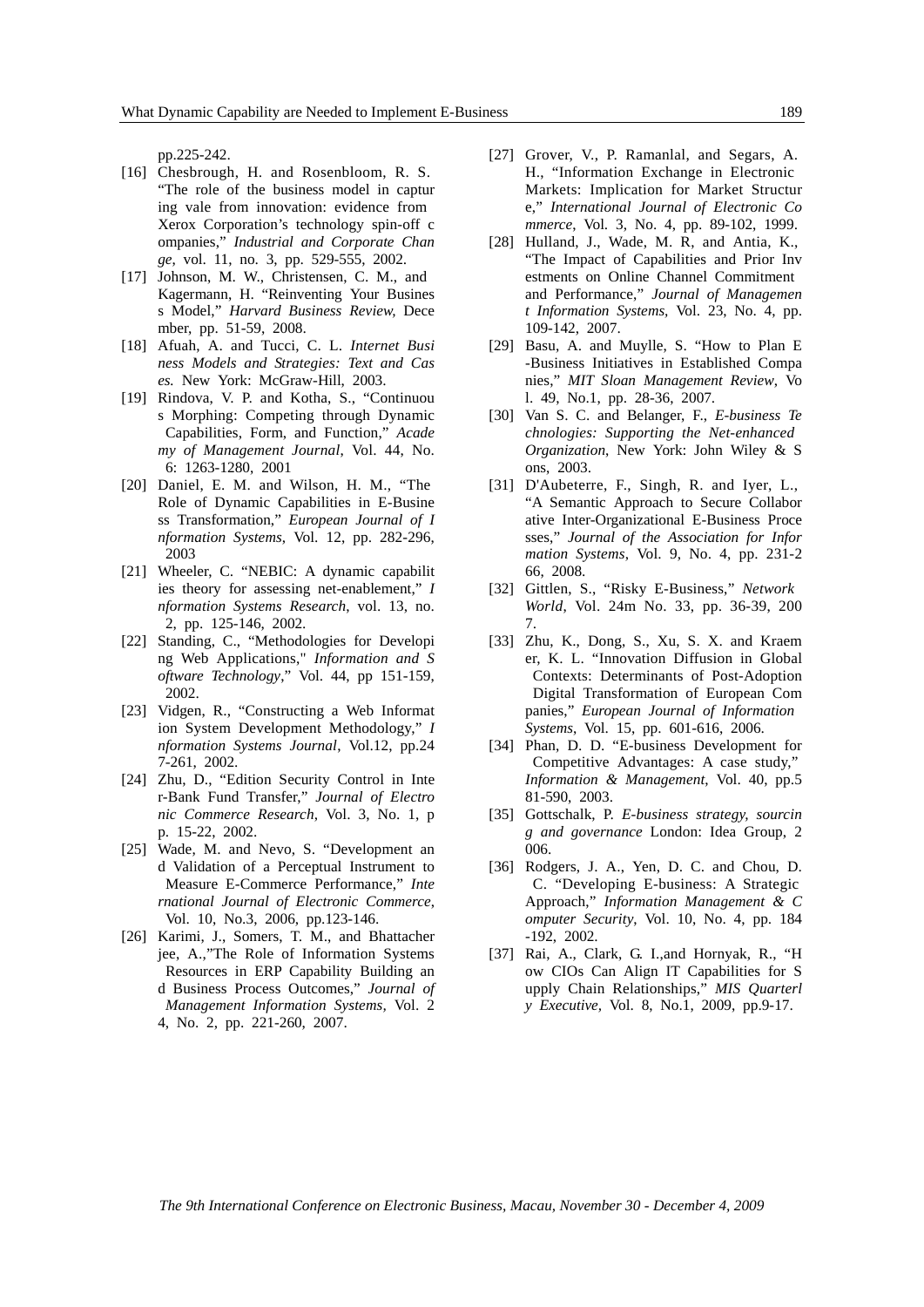pp.225-242.

[16] Chesbrough, H. and Rosenbloom, R. S. "The role of the business model in capturing vale from innovation: evidence from Xerox Corporation's technology spin-off companies," *Industrial and Corporate Change*, vol. 11, no. 3, pp. 529-555, 2002.

[17] Johnson, M. W., Christensen, C. M., and Kagermann, H. "Reinventing Your Business Model," *Harvard Business Review,* December, pp. 51-59, 2008.

[18] Afuah, A. and Tucci, C. L. *Internet Business Models and Strategies: Text and Cases.* New York: McGraw-Hill, 2003.

[19] Rindova, V. P. and Kotha, S., "Continuous Morphing: Competing through Dynamic Capabilities, Form, and Function," *Academy of Management Journal*, Vol. 44, No. 6: 1263-1280, 2001

[20] Daniel, E. M. and Wilson, H. M., "The Role of Dynamic Capabilities in E-Business Transformation," *European Journal of Information Systems*, Vol. 12, pp. 282-296, 2003

[21] Wheeler, C. "NEBIC: A dynamic capabilities theory for assessing net-enablement," *Information Systems Research*, vol. 13, no. 2, pp. 125-146, 2002.

[22] Standing, C., "Methodologies for Developing Web Applications," *Information and Software Technology*," Vol. 44, pp 151-159, 2002.

[23] Vidgen, R., "Constructing a Web Information System Development Methodology," *Information Systems Journal*, Vol.12, pp.247-261, 2002.

[24] Zhu, D., "Edition Security Control in Inter-Bank Fund Transfer," *Journal of Electronic Commerce Research*, Vol. 3, No. 1, pp. 15-22, 2002.

[25] Wade, M. and Nevo, S. "Development and Validation of a Perceptual Instrument to Measure E-Commerce Performance," *International Journal of Electronic Commerce,* Vol. 10, No.3, 2006, pp.123-146.

[26] Karimi, J., Somers, T. M., and Bhattacherjee, A.,"The Role of Information Systems Resources in ERP Capability Building and Business Process Outcomes," *Journal of Management Information Systems,* Vol. 24, No. 2, pp. 221-260, 2007.

[27] Grover, V., P. Ramanlal, and Segars, A. H., "Information Exchange in Electronic Markets: Implication for Market Structure," *International Journal of Electronic Commerce*, Vol. 3, No. 4, pp. 89-102, 1999.

[28] Hulland, J., Wade, M. R, and Antia, K., "The Impact of Capabilities and Prior Investments on Online Channel Commitment and Performance," *Journal of Management Information Systems*, Vol. 23, No. 4, pp. 109-142, 2007.

[29] Basu, A. and Muylle, S. "How to Plan E-Business Initiatives in Established Companies," *MIT Sloan Management Review*, Vol. 49, No.1, pp. 28-36, 2007.

[30] Van S. C. and Belanger, F., *E-business Technologies: Supporting the Net-enhanced Organization*, New York: John Wiley & Sons, 2003.

[31] D'Aubeterre, F., Singh, R. and Iyer, L., "A Semantic Approach to Secure Collaborative Inter-Organizational E-Business Processes," *Journal of the Association for Information Systems*, Vol. 9, No. 4, pp. 231-266, 2008.

[32] Gittlen, S., "Risky E-Business," *Network World*, Vol. 24m No. 33, pp. 36-39, 2007.

[33] Zhu, K., Dong, S., Xu, S. X. and Kraemer, K. L. "Innovation Diffusion in Global Contexts: Determinants of Post-Adoption Digital Transformation of European Companies," *European Journal of Information Systems*, Vol. 15, pp. 601-616, 2006.

[34] Phan, D. D. "E-business Development for Competitive Advantages: A case study," *Information & Management*, Vol. 40, pp.581-590, 2003.

[35] Gottschalk, P. *E-business strategy, sourcing and governance* London: Idea Group, 2006.

[36] Rodgers, J. A., Yen, D. C. and Chou, D. C. "Developing E-business: A Strategic Approach," *Information Management & Computer Security*, Vol. 10, No. 4, pp. 184-192, 2002.

[37] Rai, A., Clark, G. I.,and Hornyak, R., "How CIOs Can Align IT Capabilities for Supply Chain Relationships," *MIS Quarterly Executive*, Vol. 8, No.1, 2009, pp.9-17.